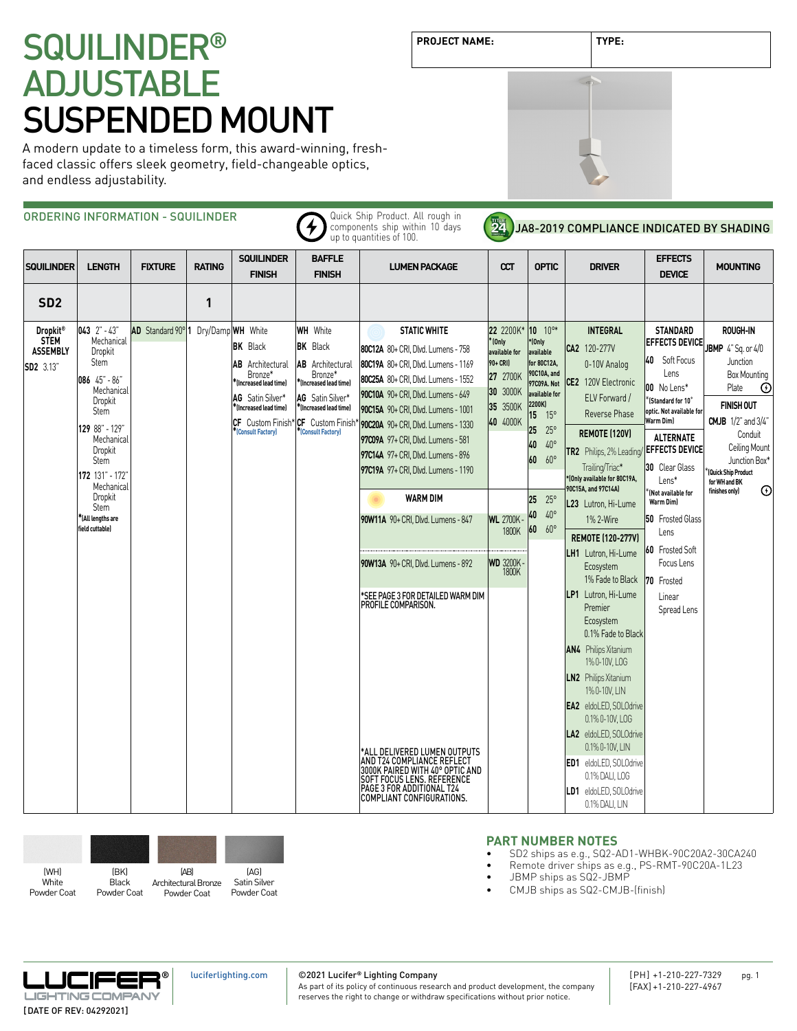# SQUILINDER® ADJUSTABLE SUSPENDED MOUNT

A modern update to a timeless form, this award-winning, fresh-faced classic offers sleek geometry, field-changeable optics, and endless adjustability.

| PROJECT NAME: | TYPE: |
|---|---|
| | |

## ORDERING INFORMATION - SQUILINDER

Quick Ship Product. All rough in components ship within 10 days up to quantities of 100.

JA8-2019 COMPLIANCE INDICATED BY SHADING

| SQUILINDER | LENGTH | FIXTURE | RATING | SQUILINDER FINISH | BAFFLE FINISH | LUMEN PACKAGE | CCT | OPTIC | DRIVER | EFFECTS DEVICE | MOUNTING |
|---|---|---|---|---|---|---|---|---|---|---|---|
| SD2 | | | 1 | | | | | | | | |
| Dropkit® STEM ASSEMBLY<br>SD2 3.13" | 043 2" - 43" Mechanical Dropkit Stem<br>086 45" - 86" Mechanical Dropkit Stem<br>129 88" - 129" Mechanical Dropkit Stem<br>172 131" - 172" Mechanical Dropkit Stem<br>*(All lengths are field cuttable) | AD Standard 90° | 1 Dry/Damp | WH White<br>BK Black<br>AB Architectural Bronze* *(Increased lead time)<br>AG Satin Silver* *(Increased lead time)<br>CF Custom Finish* *(Consult Factory) | WH White<br>BK Black<br>AB Architectural Bronze* *(Increased lead time)<br>AG Satin Silver* *(Increased lead time)<br>CF Custom Finish* *(Consult Factory) | **STATIC WHITE**<br>80C12A 80+ CRI, Dlvd. Lumens - 758<br>80C19A 80+ CRI, Dlvd. Lumens - 1169<br>80C25A 80+ CRI, Dlvd. Lumens - 1552<br>90C10A 90+ CRI, Dlvd. Lumens - 649<br>90C15A 90+ CRI, Dlvd. Lumens - 1001<br>90C20A 90+ CRI, Dlvd. Lumens - 1330<br>97C09A 97+ CRI, Dlvd. Lumens - 581<br>97C14A 97+ CRI, Dlvd. Lumens - 896<br>97C19A 97+ CRI, Dlvd. Lumens - 1190 | 22 2200K* *(Only available for 90+ CRI)<br>27 2700K<br>30 3000K<br>35 3500K<br>40 4000K | 10 10°* *(Only available for 80C12A, 90C10A, and 97C09A. Not available for 2200K)<br>15 15°<br>25 25°<br>40 40°<br>60 60° | **INTEGRAL**<br>CA2 120-277V 0-10V Analog<br>CE2 120V Electronic ELV Forward / Reverse Phase<br>**REMOTE (120V)**<br>TR2 Philips, 2% Leading/ Trailing/Triac* *(Only available for 80C19A, 90C15A, and 97C14A)<br>L23 Lutron, Hi-Lume 1% 2-Wire | **STANDARD EFFECTS DEVICE**<br>40 Soft Focus Lens<br>00 No Lens* *(Standard for 10° optic. Not available for Warm Dim)<br>**ALTERNATE EFFECTS DEVICE**<br>30 Clear Glass Lens* *(Not available for Warm Dim)<br>50 Frosted Glass Lens<br>60 Frosted Soft Focus Lens<br>70 Frosted Linear Spread Lens | **ROUGH-IN**<br>JBMP 4" Sq. or 4/0 Junction Box Mounting Plate (Quick Ship)<br>**FINISH OUT**<br>CMJB 1/2" and 3/4" Conduit Ceiling Mount Junction Box* *(Quick Ship Product for WH and BK finishes only) |
| | | | | | | **WARM DIM**<br>90W11A 90+ CRI, Dlvd. Lumens - 847<br>90W13A 90+ CRI, Dlvd. Lumens - 892<br>*SEE PAGE 3 FOR DETAILED WARM DIM PROFILE COMPARISON.<br>*ALL DELIVERED LUMEN OUTPUTS AND T24 COMPLIANCE REFLECT 3000K PAIRED WITH 40° OPTIC AND SOFT FOCUS LENS. REFERENCE PAGE 3 FOR ADDITIONAL T24 COMPLIANT CONFIGURATIONS. | WL 2700K - 1800K<br>WD 3200K - 1800K | 25 25°<br>40 40°<br>60 60° | **REMOTE (120-277V)**<br>LH1 Lutron, Hi-Lume Ecosystem 1% Fade to Black<br>LP1 Lutron, Hi-Lume Premier Ecosystem 0.1% Fade to Black<br>AN4 Philips Xitanium 1% 0-10V, LOG<br>LN2 Philips Xitanium 1% 0-10V, LIN<br>EA2 eldoLED, SOLOdrive 0.1% 0-10V, LOG<br>LA2 eldoLED, SOLOdrive 0.1% 0-10V, LIN<br>ED1 eldoLED, SOLOdrive 0.1% DALI, LOG<br>LD1 eldoLED, SOLOdrive 0.1% DALI, LIN | | |

(WH) White Powder Coat | (BK) Black Powder Coat | (AB) Architectural Bronze Powder Coat | (AG) Satin Silver Powder Coat

### PART NUMBER NOTES

- SD2 ships as e.g., SQ2-AD1-WHBK-90C20A2-30CA240
- Remote driver ships as e.g., PS-RMT-90C20A-1L23
- JBMP ships as SQ2-JBMP
- CMJB ships as SQ2-CMJB-(finish)

LUCIFER® LIGHTING COMPANY
[DATE OF REV: 04292021]

luciferlighting.com

©2021 Lucifer® Lighting Company
As part of its policy of continuous research and product development, the company reserves the right to change or withdraw specifications without prior notice.

[PH] +1-210-227-7329
[FAX] +1-210-227-4967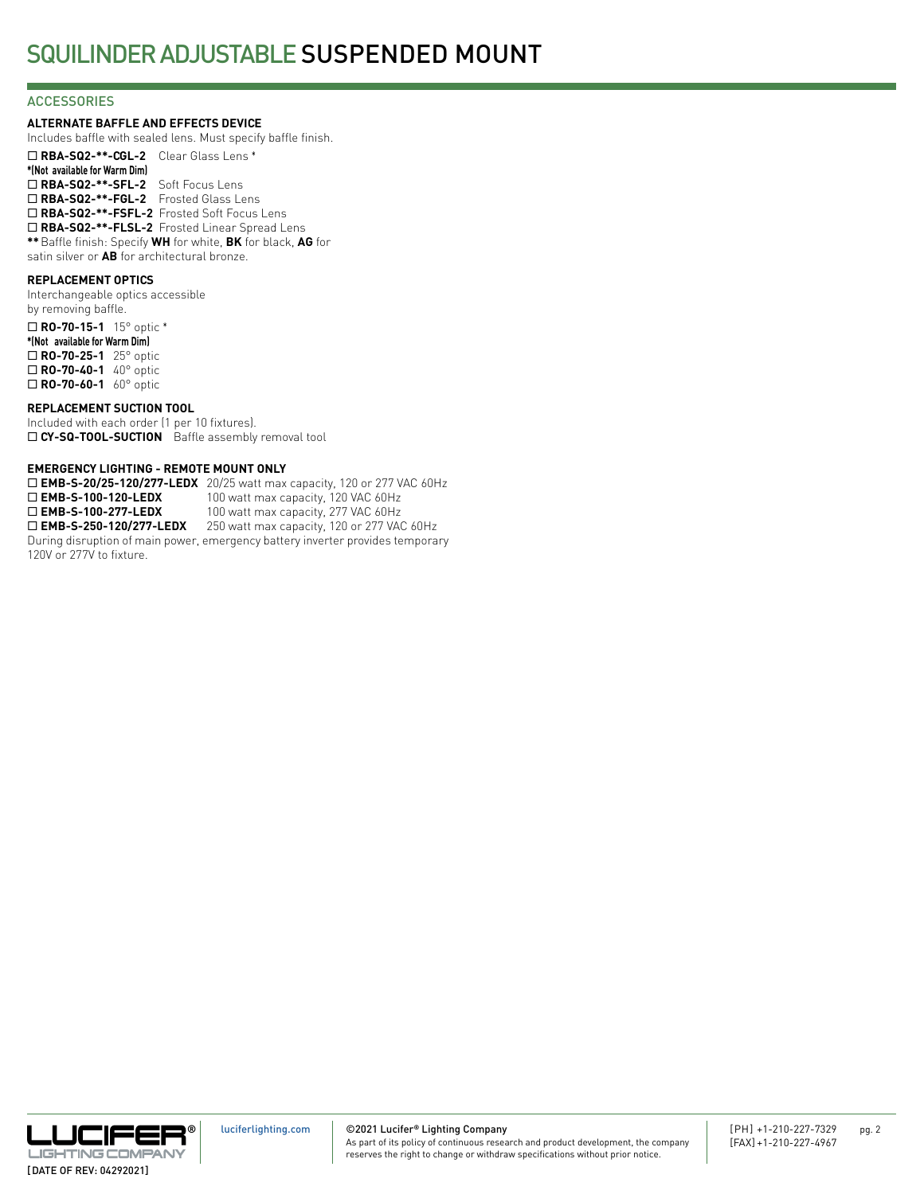# SQUILINDER ADJUSTABLE SUSPENDED MOUNT

## ACCESSORIES

### ALTERNATE BAFFLE AND EFFECTS DEVICE

Includes baffle with sealed lens. Must specify baffle finish.

- ☐ **RBA-SQ2-**-CGL-2** Clear Glass Lens *
  **\*(Not available for Warm Dim)**
- ☐ **RBA-SQ2-**-SFL-2** Soft Focus Lens
- ☐ **RBA-SQ2-**-FGL-2** Frosted Glass Lens
- ☐ **RBA-SQ2-**-FSFL-2** Frosted Soft Focus Lens
- ☐ **RBA-SQ2-**-FLSL-2** Frosted Linear Spread Lens

**\*\*** Baffle finish: Specify **WH** for white, **BK** for black, **AG** for satin silver or **AB** for architectural bronze.

### REPLACEMENT OPTICS

Interchangeable optics accessible by removing baffle.

- ☐ **RO-70-15-1** 15° optic *
  **\*(Not available for Warm Dim)**
- ☐ **RO-70-25-1** 25° optic
- ☐ **RO-70-40-1** 40° optic
- ☐ **RO-70-60-1** 60° optic

### REPLACEMENT SUCTION TOOL

Included with each order (1 per 10 fixtures).

- ☐ **CY-SQ-TOOL-SUCTION** Baffle assembly removal tool

### EMERGENCY LIGHTING - REMOTE MOUNT ONLY

- ☐ **EMB-S-20/25-120/277-LEDX** 20/25 watt max capacity, 120 or 277 VAC 60Hz
- ☐ **EMB-S-100-120-LEDX** 100 watt max capacity, 120 VAC 60Hz
- ☐ **EMB-S-100-277-LEDX** 100 watt max capacity, 277 VAC 60Hz
- ☐ **EMB-S-250-120/277-LEDX** 250 watt max capacity, 120 or 277 VAC 60Hz

During disruption of main power, emergency battery inverter provides temporary 120V or 277V to fixture.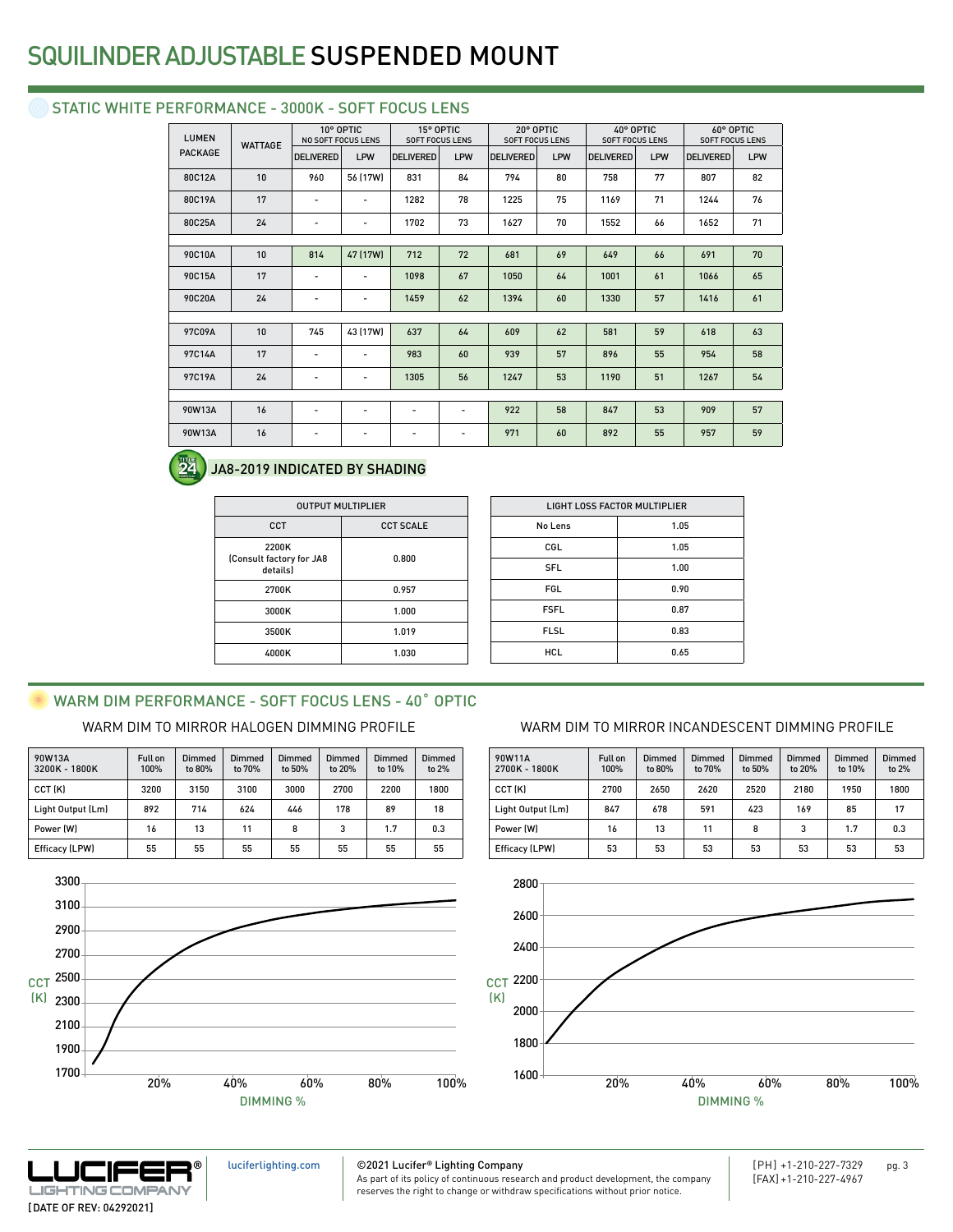# SQUILINDER ADJUSTABLE SUSPENDED MOUNT

## STATIC WHITE PERFORMANCE - 3000K - SOFT FOCUS LENS

| LUMEN PACKAGE | WATTAGE | 10° OPTIC NO SOFT FOCUS LENS | | 15° OPTIC SOFT FOCUS LENS | | 20° OPTIC SOFT FOCUS LENS | | 40° OPTIC SOFT FOCUS LENS | | 60° OPTIC SOFT FOCUS LENS | |
|---|---|---|---|---|---|---|---|---|---|---|---|
| | | DELIVERED | LPW | DELIVERED | LPW | DELIVERED | LPW | DELIVERED | LPW | DELIVERED | LPW |
| 80C12A | 10 | 960 | 56 (17W) | 831 | 84 | 794 | 80 | 758 | 77 | 807 | 82 |
| 80C19A | 17 | - | - | 1282 | 78 | 1225 | 75 | 1169 | 71 | 1244 | 76 |
| 80C25A | 24 | - | - | 1702 | 73 | 1627 | 70 | 1552 | 66 | 1652 | 71 |
| 90C10A | 10 | 814 | 47 (17W) | 712 | 72 | 681 | 69 | 649 | 66 | 691 | 70 |
| 90C15A | 17 | - | - | 1098 | 67 | 1050 | 64 | 1001 | 61 | 1066 | 65 |
| 90C20A | 24 | - | - | 1459 | 62 | 1394 | 60 | 1330 | 57 | 1416 | 61 |
| 97C09A | 10 | 745 | 43 (17W) | 637 | 64 | 609 | 62 | 581 | 59 | 618 | 63 |
| 97C14A | 17 | - | - | 983 | 60 | 939 | 57 | 896 | 55 | 954 | 58 |
| 97C19A | 24 | - | - | 1305 | 56 | 1247 | 53 | 1190 | 51 | 1267 | 54 |
| 90W13A | 16 | - | - | - | - | 922 | 58 | 847 | 53 | 909 | 57 |
| 90W13A | 16 | - | - | - | - | 971 | 60 | 892 | 55 | 957 | 59 |

JA8-2019 INDICATED BY SHADING

| OUTPUT MULTIPLIER | |
|---|---|
| CCT | CCT SCALE |
| 2200K (Consult factory for JA8 details) | 0.800 |
| 2700K | 0.957 |
| 3000K | 1.000 |
| 3500K | 1.019 |
| 4000K | 1.030 |

| LIGHT LOSS FACTOR MULTIPLIER | |
|---|---|
| No Lens | 1.05 |
| CGL | 1.05 |
| SFL | 1.00 |
| FGL | 0.90 |
| FSFL | 0.87 |
| FLSL | 0.83 |
| HCL | 0.65 |

## WARM DIM PERFORMANCE - SOFT FOCUS LENS - 40˚ OPTIC

### WARM DIM TO MIRROR HALOGEN DIMMING PROFILE

| 90W13A 3200K - 1800K | Full on 100% | Dimmed to 80% | Dimmed to 70% | Dimmed to 50% | Dimmed to 20% | Dimmed to 10% | Dimmed to 2% |
|---|---|---|---|---|---|---|---|
| CCT (K) | 3200 | 3150 | 3100 | 3000 | 2700 | 2200 | 1800 |
| Light Output (Lm) | 892 | 714 | 624 | 446 | 178 | 89 | 18 |
| Power (W) | 16 | 13 | 11 | 8 | 3 | 1.7 | 0.3 |
| Efficacy (LPW) | 55 | 55 | 55 | 55 | 55 | 55 | 55 |

### WARM DIM TO MIRROR INCANDESCENT DIMMING PROFILE

| 90W11A 2700K - 1800K | Full on 100% | Dimmed to 80% | Dimmed to 70% | Dimmed to 50% | Dimmed to 20% | Dimmed to 10% | Dimmed to 2% |
|---|---|---|---|---|---|---|---|
| CCT (K) | 2700 | 2650 | 2620 | 2520 | 2180 | 1950 | 1800 |
| Light Output (Lm) | 847 | 678 | 591 | 423 | 169 | 85 | 17 |
| Power (W) | 16 | 13 | 11 | 8 | 3 | 1.7 | 0.3 |
| Efficacy (LPW) | 53 | 53 | 53 | 53 | 53 | 53 | 53 |

[DATE OF REV: 04292021]

luciferlighting.com

©2021 Lucifer® Lighting Company
As part of its policy of continuous research and product development, the company reserves the right to change or withdraw specifications without prior notice.

[PH] +1-210-227-7329
[FAX] +1-210-227-4967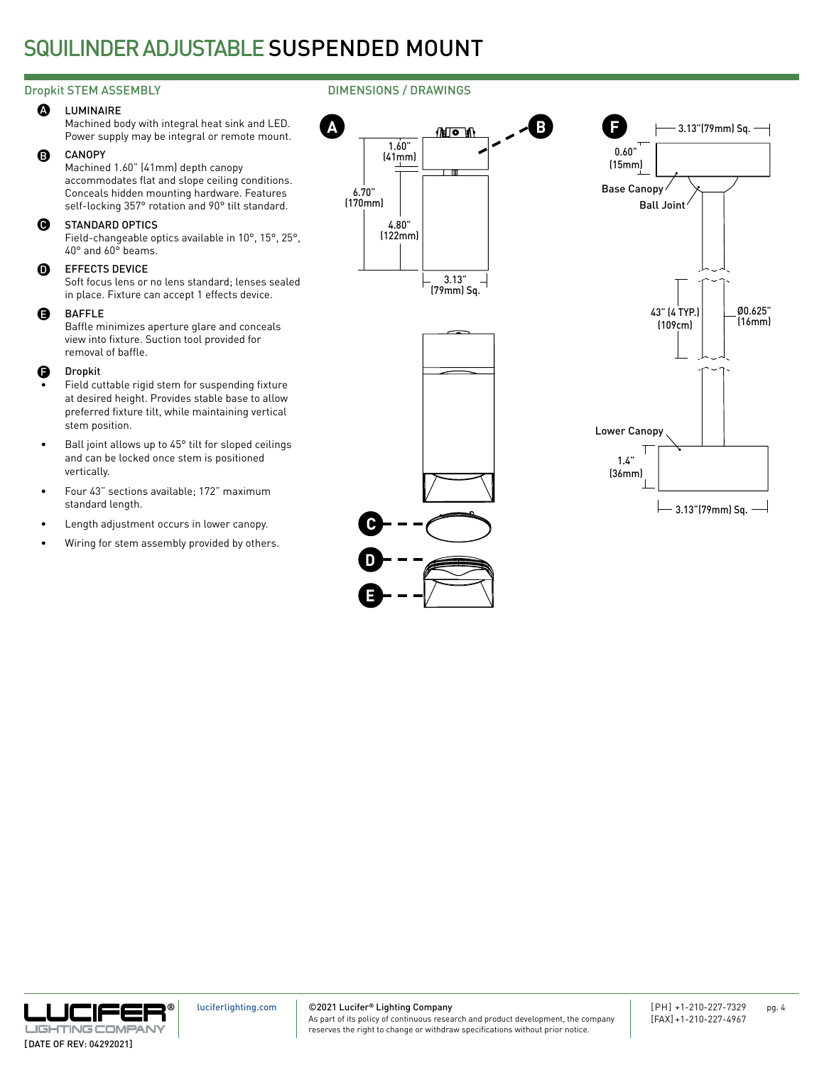# SQUILINDER ADJUSTABLE SUSPENDED MOUNT

## Dropkit STEM ASSEMBLY

**A** LUMINAIRE
Machined body with integral heat sink and LED. Power supply may be integral or remote mount.

**B** CANOPY
Machined 1.60" (41mm) depth canopy accommodates flat and slope ceiling conditions. Conceals hidden mounting hardware. Features self-locking 357° rotation and 90° tilt standard.

**C** STANDARD OPTICS
Field-changeable optics available in 10°, 15°, 25°, 40° and 60° beams.

**D** EFFECTS DEVICE
Soft focus lens or no lens standard; lenses sealed in place. Fixture can accept 1 effects device.

**E** BAFFLE
Baffle minimizes aperture glare and conceals view into fixture. Suction tool provided for removal of baffle.

**F** Dropkit

- Field cuttable rigid stem for suspending fixture at desired height. Provides stable base to allow preferred fixture tilt, while maintaining vertical stem position.
- Ball joint allows up to 45° tilt for sloped ceilings and can be locked once stem is positioned vertically.
- Four 43" sections available; 172" maximum standard length.
- Length adjustment occurs in lower canopy.
- Wiring for stem assembly provided by others.

## DIMENSIONS / DRAWINGS

A, B: 1.60" (41mm); 6.70" (170mm); 4.80" (122mm); 3.13" (79mm) Sq.

C, D, E

F: 3.13"(79mm) Sq.; 0.60" (15mm); Base Canopy; Ball Joint; 43" (4 TYP.) (109cm); Ø0.625" (16mm); Lower Canopy; 1.4" (36mm); 3.13"(79mm) Sq.

[DATE OF REV: 04292021]

luciferlighting.com

©2021 Lucifer® Lighting Company
As part of its policy of continuous research and product development, the company reserves the right to change or withdraw specifications without prior notice.

[PH] +1-210-227-7329
[FAX] +1-210-227-4967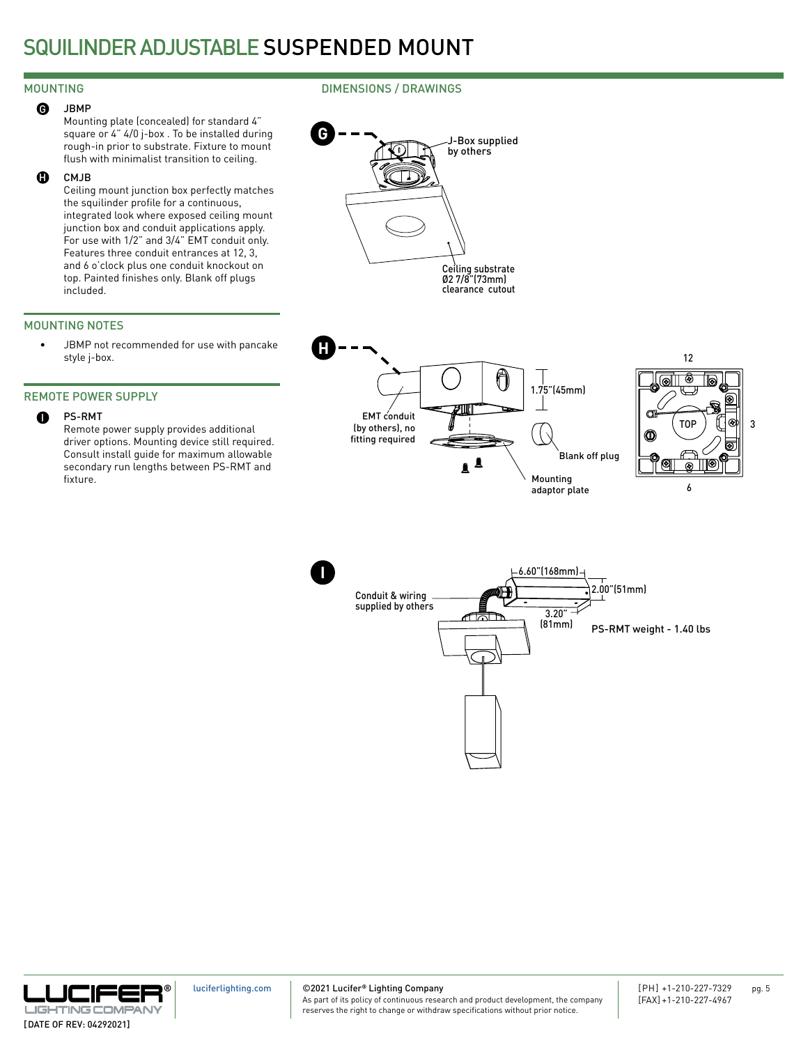# SQUILINDER ADJUSTABLE SUSPENDED MOUNT

## MOUNTING

**G** JBMP

Mounting plate (concealed) for standard 4" square or 4" 4/0 j-box . To be installed during rough-in prior to substrate. Fixture to mount flush with minimalist transition to ceiling.

**H** CMJB

Ceiling mount junction box perfectly matches the squilinder profile for a continuous, integrated look where exposed ceiling mount junction box and conduit applications apply. For use with 1/2" and 3/4" EMT conduit only. Features three conduit entrances at 12, 3, and 6 o'clock plus one conduit knockout on top. Painted finishes only. Blank off plugs included.

## MOUNTING NOTES

- JBMP not recommended for use with pancake style j-box.

## REMOTE POWER SUPPLY

**I** PS-RMT

Remote power supply provides additional driver options. Mounting device still required. Consult install guide for maximum allowable secondary run lengths between PS-RMT and fixture.

## DIMENSIONS / DRAWINGS

**G**

J-Box supplied by others

Ceiling substrate Ø2 7/8"(73mm) clearance cutout

**H**

EMT conduit (by others), no fitting required

1.75"(45mm)

Blank off plug

Mounting adaptor plate

12

TOP

3

6

**I**

Conduit & wiring supplied by others

6.60"(168mm)

2.00"(51mm)

3.20" (81mm)

PS-RMT weight - 1.40 lbs

[DATE OF REV: 04292021]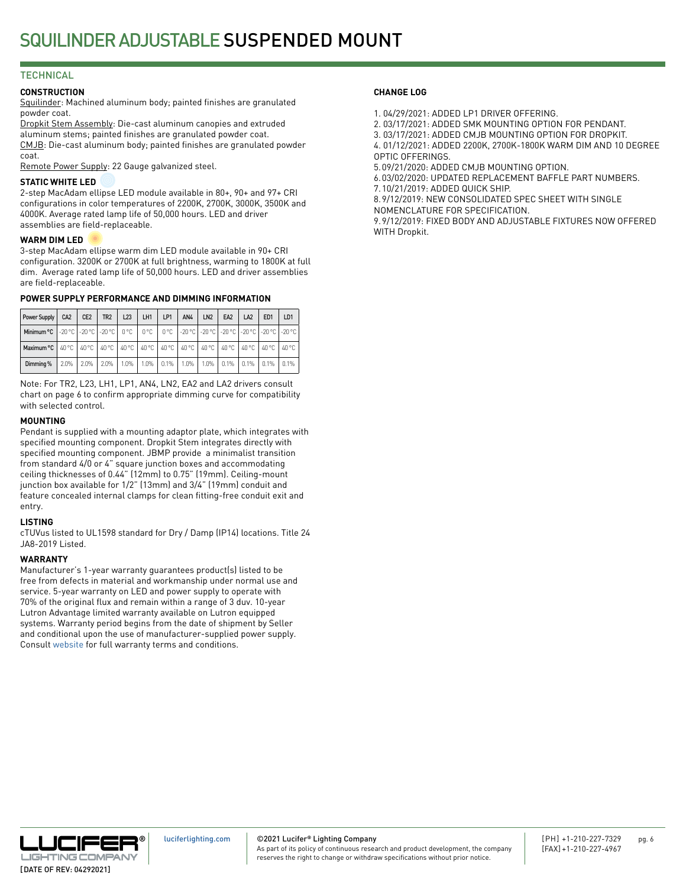# SQUILINDER ADJUSTABLE SUSPENDED MOUNT

## TECHNICAL

### CONSTRUCTION

Squilinder: Machined aluminum body; painted finishes are granulated powder coat.

Dropkit Stem Assembly: Die-cast aluminum canopies and extruded aluminum stems; painted finishes are granulated powder coat.

CMJB: Die-cast aluminum body; painted finishes are granulated powder coat.

Remote Power Supply: 22 Gauge galvanized steel.

### STATIC WHITE LED

2-step MacAdam ellipse LED module available in 80+, 90+ and 97+ CRI configurations in color temperatures of 2200K, 2700K, 3000K, 3500K and 4000K. Average rated lamp life of 50,000 hours. LED and driver assemblies are field-replaceable.

### WARM DIM LED

3-step MacAdam ellipse warm dim LED module available in 90+ CRI configuration. 3200K or 2700K at full brightness, warming to 1800K at full dim. Average rated lamp life of 50,000 hours. LED and driver assemblies are field-replaceable.

### POWER SUPPLY PERFORMANCE AND DIMMING INFORMATION

| Power Supply | CA2 | CE2 | TR2 | L23 | LH1 | LP1 | AN4 | LN2 | EA2 | LA2 | ED1 | LD1 |
|---|---|---|---|---|---|---|---|---|---|---|---|---|
| Minimum °C | -20 °C | -20 °C | -20 °C | 0 °C | 0 °C | 0 °C | -20 °C | -20 °C | -20 °C | -20 °C | -20 °C | -20 °C |
| Maximum °C | 40 °C | 40 °C | 40 °C | 40 °C | 40 °C | 40 °C | 40 °C | 40 °C | 40 °C | 40 °C | 40 °C | 40 °C |
| Dimming % | 2.0% | 2.0% | 2.0% | 1.0% | 1.0% | 0.1% | 1.0% | 1.0% | 0.1% | 0.1% | 0.1% | 0.1% |

Note: For TR2, L23, LH1, LP1, AN4, LN2, EA2 and LA2 drivers consult chart on page 6 to confirm appropriate dimming curve for compatibility with selected control.

### MOUNTING

Pendant is supplied with a mounting adaptor plate, which integrates with specified mounting component. Dropkit Stem integrates directly with specified mounting component. JBMP provide a minimalist transition from standard 4/0 or 4" square junction boxes and accommodating ceiling thicknesses of 0.44" (12mm) to 0.75" (19mm). Ceiling-mount junction box available for 1/2" (13mm) and 3/4" (19mm) conduit and feature concealed internal clamps for clean fitting-free conduit exit and entry.

### LISTING

cTUVus listed to UL1598 standard for Dry / Damp (IP14) locations. Title 24 JA8-2019 Listed.

### WARRANTY

Manufacturer's 1-year warranty guarantees product(s) listed to be free from defects in material and workmanship under normal use and service. 5-year warranty on LED and power supply to operate with 70% of the original flux and remain within a range of 3 duv. 10-year Lutron Advantage limited warranty available on Lutron equipped systems. Warranty period begins from the date of shipment by Seller and conditional upon the use of manufacturer-supplied power supply. Consult website for full warranty terms and conditions.

### CHANGE LOG

1. 04/29/2021: ADDED LP1 DRIVER OFFERING.
2. 03/17/2021: ADDED SMK MOUNTING OPTION FOR PENDANT.
3. 03/17/2021: ADDED CMJB MOUNTING OPTION FOR DROPKIT.
4. 01/12/2021: ADDED 2200K, 2700K-1800K WARM DIM AND 10 DEGREE OPTIC OFFERINGS.
5. 09/21/2020: ADDED CMJB MOUNTING OPTION.
6. 03/02/2020: UPDATED REPLACEMENT BAFFLE PART NUMBERS.
7. 10/21/2019: ADDED QUICK SHIP.
8. 9/12/2019: NEW CONSOLIDATED SPEC SHEET WITH SINGLE NOMENCLATURE FOR SPECIFICATION.
9. 9/12/2019: FIXED BODY AND ADJUSTABLE FIXTURES NOW OFFERED WITH Dropkit.

[DATE OF REV: 04292021]

luciferlighting.com

©2021 Lucifer® Lighting Company
As part of its policy of continuous research and product development, the company reserves the right to change or withdraw specifications without prior notice.

[PH] +1-210-227-7329
[FAX] +1-210-227-4967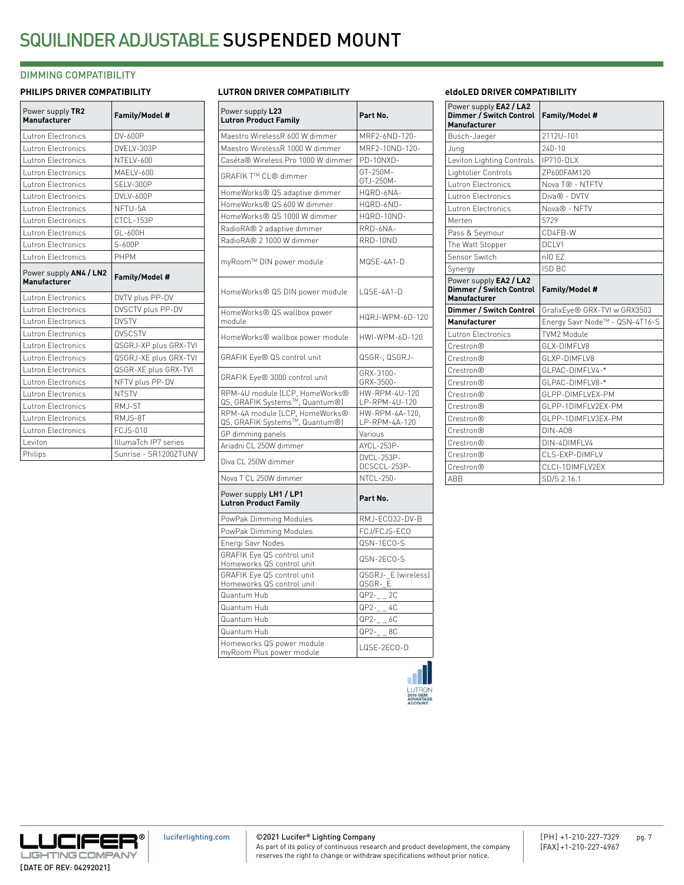# SQUILINDER ADJUSTABLE SUSPENDED MOUNT

## DIMMING COMPATIBILITY

### PHILIPS DRIVER COMPATIBILITY

| Power supply **TR2** Manufacturer | Family/Model # |
|---|---|
| Lutron Electronics | DV-600P |
| Lutron Electronics | DVELV-303P |
| Lutron Electronics | NTELV-600 |
| Lutron Electronics | MAELV-600 |
| Lutron Electronics | SELV-300P |
| Lutron Electronics | DVLV-600P |
| Lutron Electronics | NFTU-5A |
| Lutron Electronics | CTCL-153P |
| Lutron Electronics | GL-600H |
| Lutron Electronics | S-600P |
| Lutron Electronics | PHPM |
| **Power supply AN4 / LN2 Manufacturer** | **Family/Model #** |
| Lutron Electronics | DVTV plus PP-DV |
| Lutron Electronics | DVSCTV plus PP-DV |
| Lutron Electronics | DVSTV |
| Lutron Electronics | DVSCSTV |
| Lutron Electronics | QSGRJ-XP plus GRX-TVI |
| Lutron Electronics | QSGRJ-XE plus GRX-TVI |
| Lutron Electronics | QSGR-XE plus GRX-TVI |
| Lutron Electronics | NFTV plus PP-DV |
| Lutron Electronics | NTSTV |
| Lutron Electronics | RMJ-5T |
| Lutron Electronics | RMJS-8T |
| Lutron Electronics | FCJS-010 |
| Leviton | IllumaTch IP7 series |
| Philips | Sunrise - SR1200ZTUNV |

### LUTRON DRIVER COMPATIBILITY

| Power supply **L23** Lutron Product Family | Part No. |
|---|---|
| Maestro WirelessR 600 W dimmer | MRF2-6ND-120- |
| Maestro WirelessR 1000 W dimmer | MRF2-10ND-120- |
| Caséta® Wireless Pro 1000 W dimmer | PD-10NXD- |
| GRAFIK T™ CL® dimmer | GT-250M- GTJ-250M- |
| HomeWorks® QS adaptive dimmer | HQRD-6NA- |
| HomeWorks® QS 600 W dimmer | HQRD-6ND- |
| HomeWorks® QS 1000 W dimmer | HQRD-10ND- |
| RadioRA® 2 adaptive dimmer | RRD-6NA- |
| RadioRA® 2 1000 W dimmer | RRD-10ND |
| myRoom™ DIN power module | MQSE-4A1-D |
| HomeWorks® QS DIN power module | LQSE-4A1-D |
| HomeWorks® QS wallbox power module | HQRJ-WPM-6D-120 |
| HomeWorks® wallbox power module | HWI-WPM-6D-120 |
| GRAFIK Eye® QS control unit | QSGR-, QSGRJ- |
| GRAFIK Eye® 3000 control unit | GRX-3100- GRX-3500- |
| RPM-4U module (LCP, HomeWorks® QS, GRAFIK Systems™, Quantum®) | HW-RPM-4U-120 LP-RPM-4U-120 |
| RPM-4A module (LCP, HomeWorks® QS, GRAFIK Systems™, Quantum®) | HW-RPM-4A-120, LP-RPM-4A-120 |
| GP dimming panels | Various |
| Ariadni CL 250W dimmer | AYCL-253P- |
| Diva CL 250W dimmer | DVCL-253P- DCSCCL-253P- |
| Nova T CL 250W dimmer | NTCL-250- |
| **Power supply LH1 / LP1 Lutron Product Family** | **Part No.** |
| PowPak Dimming Modules | RMJ-ECO32-DV-B |
| PowPak Dimming Modules | FCJ/FCJS-ECO |
| Energi Savr Nodes | QSN-1ECO-S |
| GRAFIK Eye QS control unit Homeworks QS control unit | QSN-2ECO-S |
| GRAFIK Eye QS control unit Homeworks QS control unit | QSGRJ-_E (wireless) QSGR-_E |
| Quantum Hub | QP2-_ _ 2C |
| Quantum Hub | QP2-_ _ 4C |
| Quantum Hub | QP2-_ _ 6C |
| Quantum Hub | QP2-_ _ 8C |
| Homeworks QS power module myRoom Plus power module | LQSE-2ECO-D |

LUTRON 2016 OEM ADVANTAGE ACCOUNT

### eldoLED DRIVER COMPATIBILITY

| Power supply **EA2 / LA2** Dimmer / Switch Control Manufacturer | Family/Model # |
|---|---|
| Busch-Jaeger | 2112U-101 |
| Jung | 240-10 |
| Leviton Lighting Controls | IP710-DLX |
| Lightolier Controls | ZP600FAM120 |
| Lutron Electronics | Nova T® - NTFTV |
| Lutron Electronics | Diva® - DVTV |
| Lutron Electronics | Nova® - NFTV |
| Merten | 5729 |
| Pass & Seymour | CD4FB-W |
| The Watt Stopper | DCLV1 |
| Sensor Switch | nIO EZ |
| Synergy | ISD BC |
| **Power supply EA2 / LA2 Dimmer / Switch Control Manufacturer** | **Family/Model #** |
| **Dimmer / Switch Control** | GrafixEye® GRX-TVI w GRX3503 |
| **Manufacturer** | Energy Savr Node™ - QSN-4T16-S |
| Lutron Electronics | TVM2 Module |
| Crestron® | GLX-DIMFLV8 |
| Crestron® | GLXP-DIMFLV8 |
| Crestron® | GLPAC-DIMFLV4-* |
| Crestron® | GLPAC-DIMFLV8-* |
| Crestron® | GLPP-DIMFLVEX-PM |
| Crestron® | GLPP-1DIMFLV2EX-PM |
| Crestron® | GLPP-1DIMFLV3EX-PM |
| Crestron® | DIN-AO8 |
| Crestron® | DIN-4DIMFLV4 |
| Crestron® | CLS-EXP-DIMFLV |
| Crestron® | CLCI-1DIMFLV2EX |
| ABB | SD/S 2.16.1 |

LUCIFER® LIGHTING COMPANY

[DATE OF REV: 04292021]

luciferlighting.com

**©2021 Lucifer® Lighting Company**
As part of its policy of continuous research and product development, the company reserves the right to change or withdraw specifications without prior notice.

[PH] +1-210-227-7329
[FAX] +1-210-227-4967